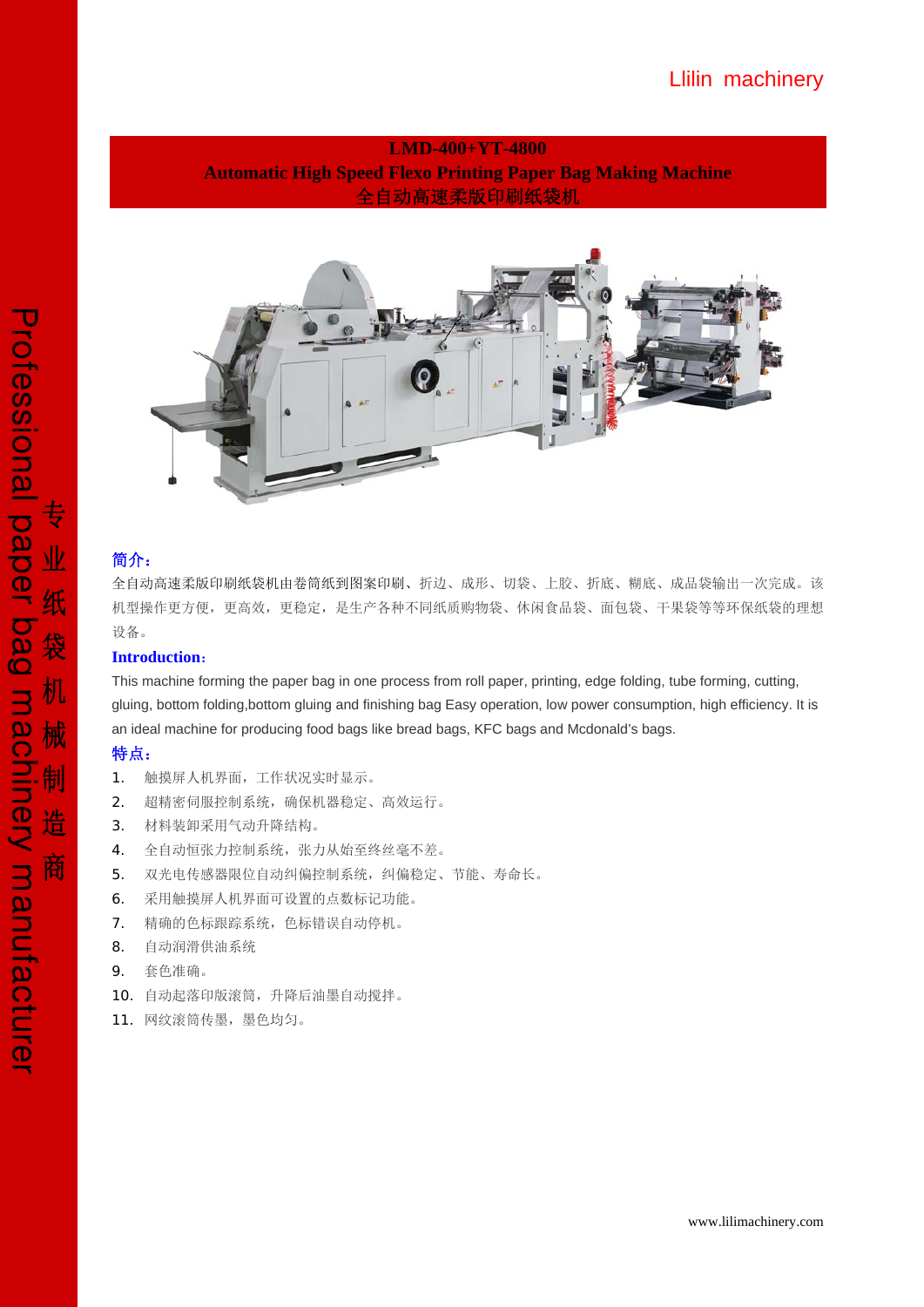# LMD-400+YT-4800

## Automatic High Speed Flexo Printing Paper Bag Making Machine

## 全自动高速柔版印刷纸袋机

**简介：**

全自动高速柔版印刷纸袋机由卷筒纸到图案印刷、折边、成形、切袋、上胶、折底、糊底、成品袋输出一次完成。该机型操作更方便，更高效，更稳定，是生产各种不同纸质购物袋、休闲食品袋、面包袋、干果袋等等环保纸袋的理想设备。

**Introduction:**

This machine forming the paper bag in one process from roll paper, printing, edge folding, tube forming, cutting, gluing, bottom folding,bottom gluing and finishing bag Easy operation, low power consumption, high efficiency. It is an ideal machine for producing food bags like bread bags, KFC bags and Mcdonald's bags.

**特点：**

1. 触摸屏人机界面，工作状况实时显示。
2. 超精密伺服控制系统，确保机器稳定、高效运行。
3. 材料装卸采用气动升降结构。
4. 全自动恒张力控制系统，张力从始至终丝毫不差。
5. 双光电传感器限位自动纠偏控制系统，纠偏稳定、节能、寿命长。
6. 采用触摸屏人机界面可设置的点数标记功能。
7. 精确的色标跟踪系统，色标错误自动停机。
8. 自动润滑供油系统
9. 套色准确。
10. 自动起落印版滚筒，升降后油墨自动搅拌。
11. 网纹滚筒传墨，墨色均匀。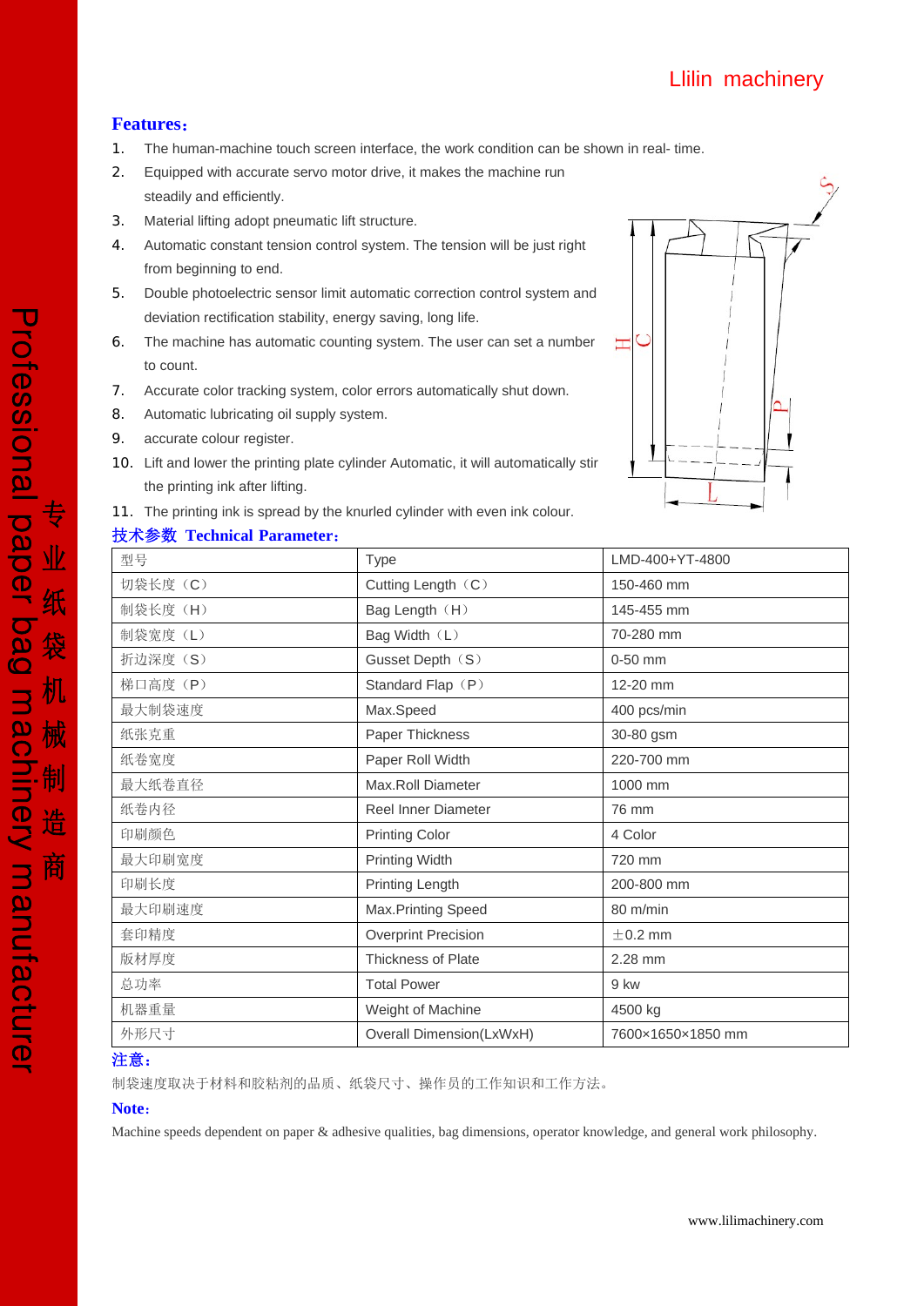Llilin machinery

**Features：**

1. The human-machine touch screen interface, the work condition can be shown in real- time.
2. Equipped with accurate servo motor drive, it makes the machine run steadily and efficiently.
3. Material lifting adopt pneumatic lift structure.
4. Automatic constant tension control system. The tension will be just right from beginning to end.
5. Double photoelectric sensor limit automatic correction control system and deviation rectification stability, energy saving, long life.
6. The machine has automatic counting system. The user can set a number to count.
7. Accurate color tracking system, color errors automatically shut down.
8. Automatic lubricating oil supply system.
9. accurate colour register.
10. Lift and lower the printing plate cylinder Automatic, it will automatically stir the printing ink after lifting.
11. The printing ink is spread by the knurled cylinder with even ink colour.

S

H C

P

L

**技术参数 Technical Parameter：**

| | | |
|---|---|---|
| 型号 | Type | LMD-400+YT-4800 |
| 切袋长度（C） | Cutting Length（C） | 150-460 mm |
| 制袋长度（H） | Bag Length（H） | 145-455 mm |
| 制袋宽度（L） | Bag Width（L） | 70-280 mm |
| 折边深度（S） | Gusset Depth（S） | 0-50 mm |
| 梯口高度（P） | Standard Flap（P） | 12-20 mm |
| 最大制袋速度 | Max.Speed | 400 pcs/min |
| 纸张克重 | Paper Thickness | 30-80 gsm |
| 纸卷宽度 | Paper Roll Width | 220-700 mm |
| 最大纸卷直径 | Max.Roll Diameter | 1000 mm |
| 纸卷内径 | Reel Inner Diameter | 76 mm |
| 印刷颜色 | Printing Color | 4 Color |
| 最大印刷宽度 | Printing Width | 720 mm |
| 印刷长度 | Printing Length | 200-800 mm |
| 最大印刷速度 | Max.Printing Speed | 80 m/min |
| 套印精度 | Overprint Precision | ±0.2 mm |
| 版材厚度 | Thickness of Plate | 2.28 mm |
| 总功率 | Total Power | 9 kw |
| 机器重量 | Weight of Machine | 4500 kg |
| 外形尺寸 | Overall Dimension(LxWxH) | 7600×1650×1850 mm |

**注意：**

制袋速度取决于材料和胶粘剂的品质、纸袋尺寸、操作员的工作知识和工作方法。

**Note：**

Machine speeds dependent on paper & adhesive qualities, bag dimensions, operator knowledge, and general work philosophy.

Professional paper bag machinery manufacturer 专业纸袋机械制造商

www.lilimachinery.com